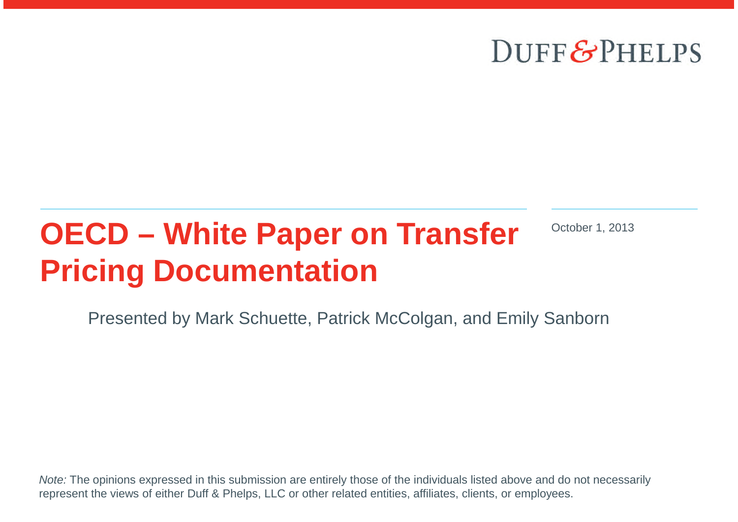DUFF & PHELPS

# OECD – White Paper on Transfer Pricing Documentation

October 1, 2013

Presented by Mark Schuette, Patrick McColgan, and Emily Sanborn

*Note:* The opinions expressed in this submission are entirely those of the individuals listed above and do not necessarily represent the views of either Duff & Phelps, LLC or other related entities, affiliates, clients, or employees.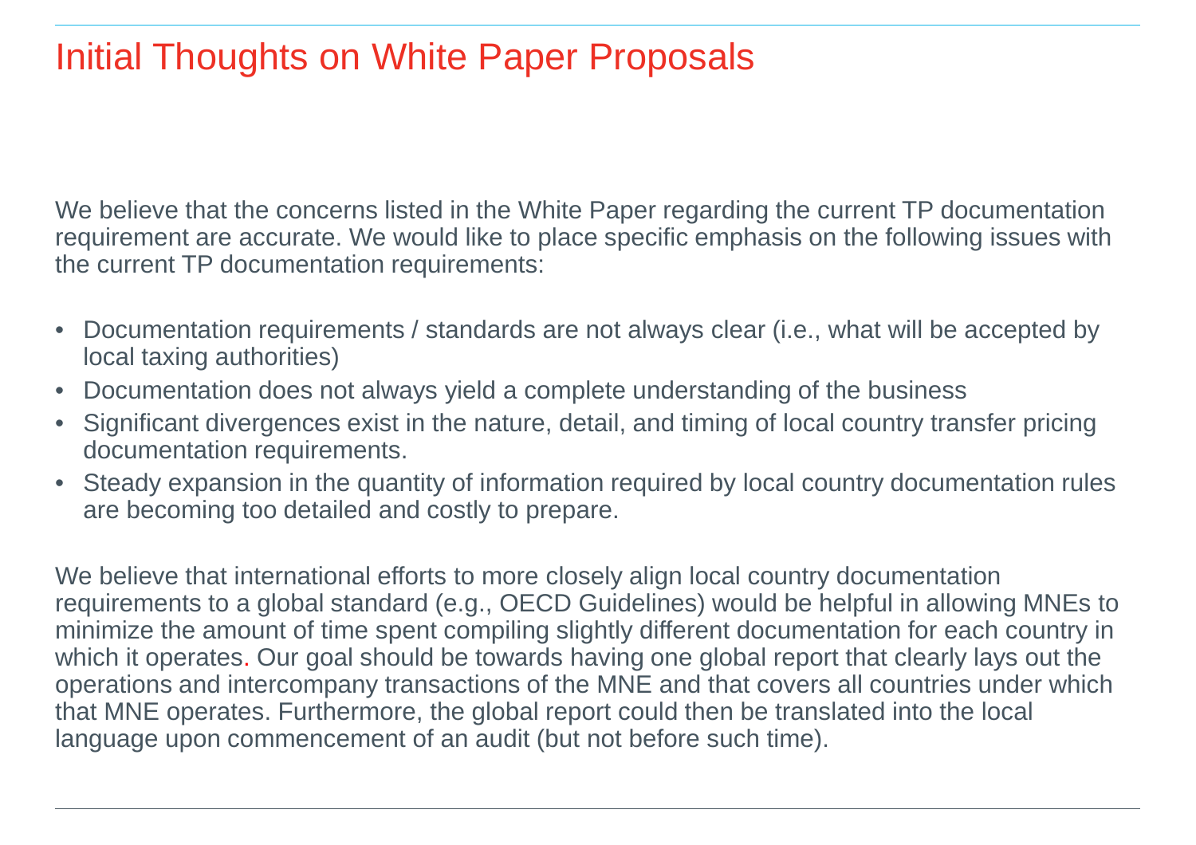# Initial Thoughts on White Paper Proposals

We believe that the concerns listed in the White Paper regarding the current TP documentation requirement are accurate. We would like to place specific emphasis on the following issues with the current TP documentation requirements:

- Documentation requirements / standards are not always clear (i.e., what will be accepted by local taxing authorities)
- Documentation does not always yield a complete understanding of the business
- Significant divergences exist in the nature, detail, and timing of local country transfer pricing documentation requirements.
- Steady expansion in the quantity of information required by local country documentation rules are becoming too detailed and costly to prepare.

We believe that international efforts to more closely align local country documentation requirements to a global standard (e.g., OECD Guidelines) would be helpful in allowing MNEs to minimize the amount of time spent compiling slightly different documentation for each country in which it operates. Our goal should be towards having one global report that clearly lays out the operations and intercompany transactions of the MNE and that covers all countries under which that MNE operates. Furthermore, the global report could then be translated into the local language upon commencement of an audit (but not before such time).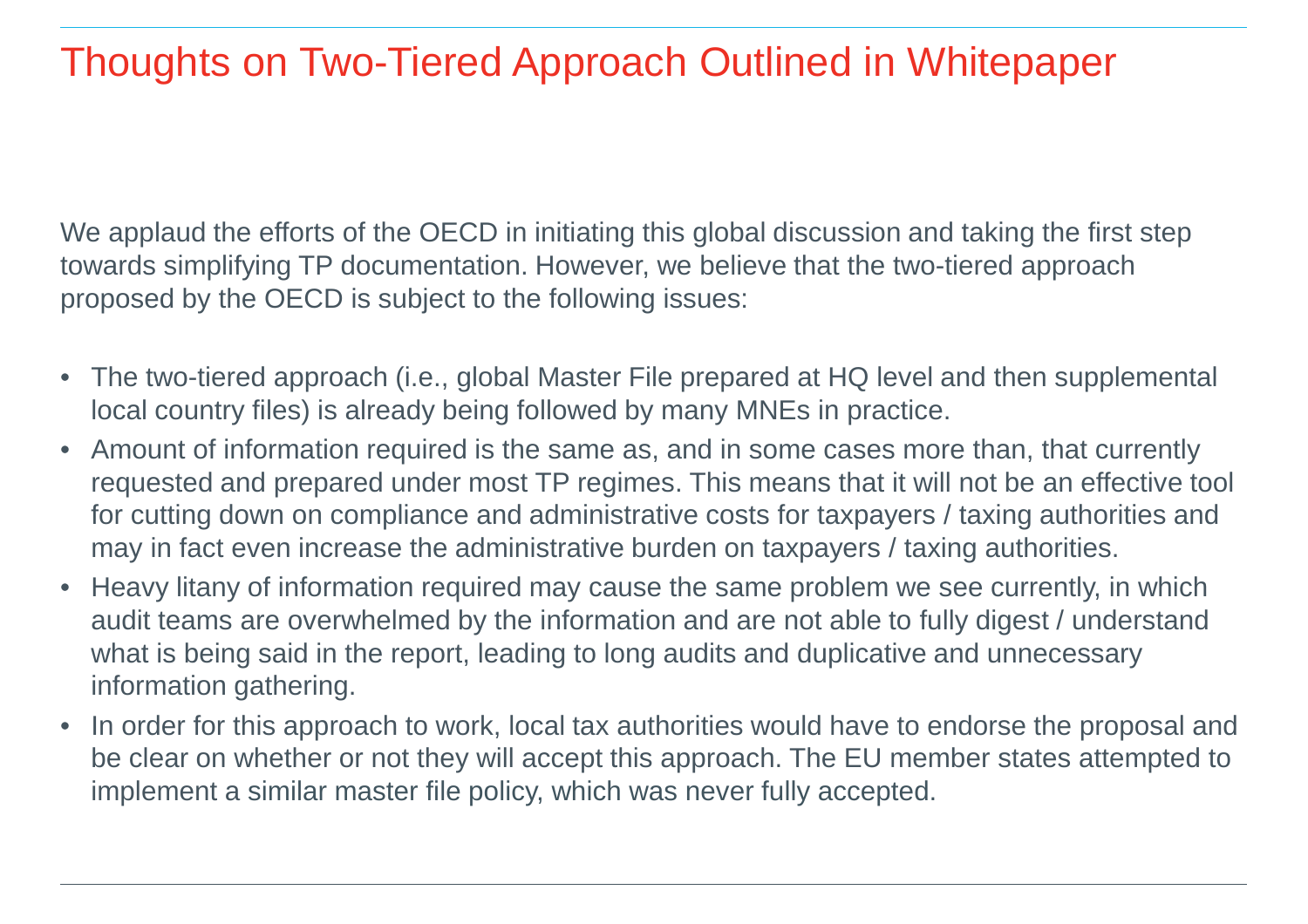# Thoughts on Two-Tiered Approach Outlined in Whitepaper

We applaud the efforts of the OECD in initiating this global discussion and taking the first step towards simplifying TP documentation. However, we believe that the two-tiered approach proposed by the OECD is subject to the following issues:

- The two-tiered approach (i.e., global Master File prepared at HQ level and then supplemental local country files) is already being followed by many MNEs in practice.
- Amount of information required is the same as, and in some cases more than, that currently requested and prepared under most TP regimes. This means that it will not be an effective tool for cutting down on compliance and administrative costs for taxpayers / taxing authorities and may in fact even increase the administrative burden on taxpayers / taxing authorities.
- Heavy litany of information required may cause the same problem we see currently, in which audit teams are overwhelmed by the information and are not able to fully digest / understand what is being said in the report, leading to long audits and duplicative and unnecessary information gathering.
- In order for this approach to work, local tax authorities would have to endorse the proposal and be clear on whether or not they will accept this approach. The EU member states attempted to implement a similar master file policy, which was never fully accepted.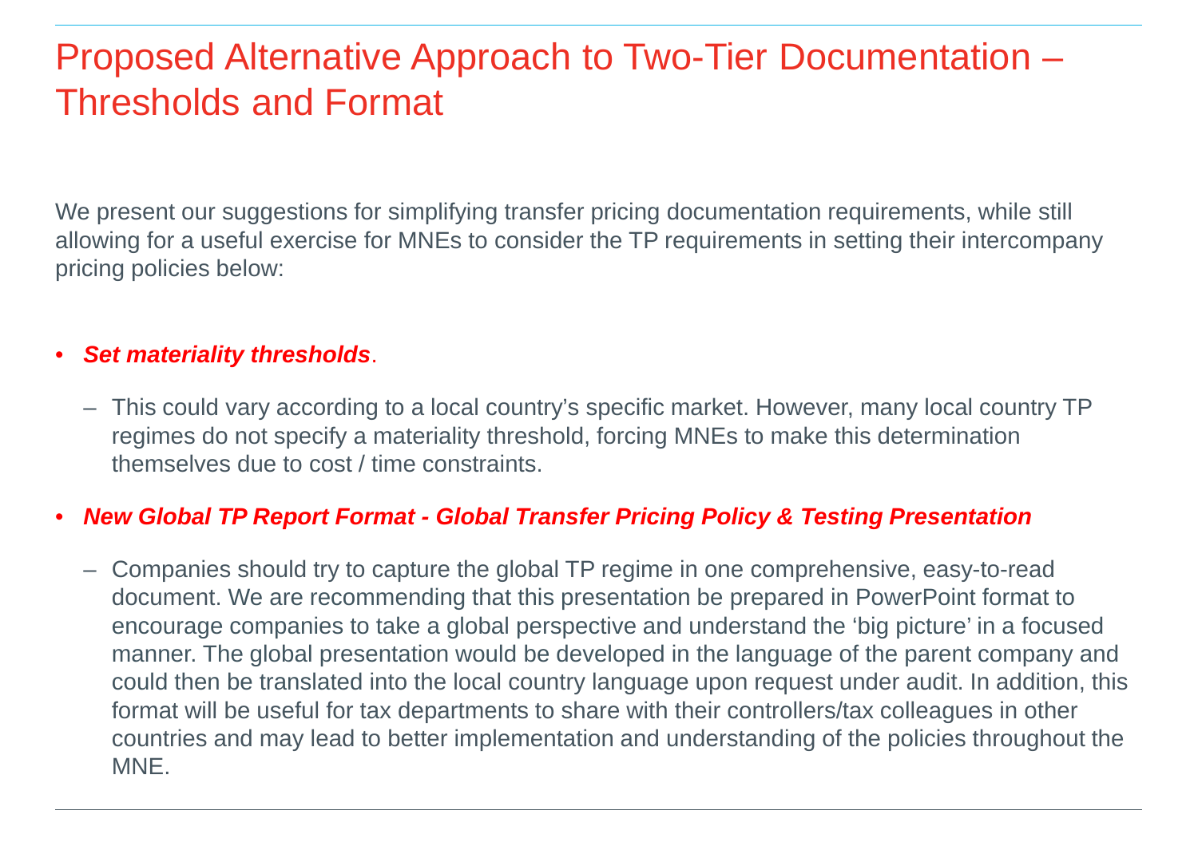# Proposed Alternative Approach to Two-Tier Documentation – Thresholds and Format

We present our suggestions for simplifying transfer pricing documentation requirements, while still allowing for a useful exercise for MNEs to consider the TP requirements in setting their intercompany pricing policies below:

- ***Set materiality thresholds***.
  - This could vary according to a local country's specific market. However, many local country TP regimes do not specify a materiality threshold, forcing MNEs to make this determination themselves due to cost / time constraints.
- ***New Global TP Report Format - Global Transfer Pricing Policy & Testing Presentation***
  - Companies should try to capture the global TP regime in one comprehensive, easy-to-read document. We are recommending that this presentation be prepared in PowerPoint format to encourage companies to take a global perspective and understand the 'big picture' in a focused manner. The global presentation would be developed in the language of the parent company and could then be translated into the local country language upon request under audit. In addition, this format will be useful for tax departments to share with their controllers/tax colleagues in other countries and may lead to better implementation and understanding of the policies throughout the MNE.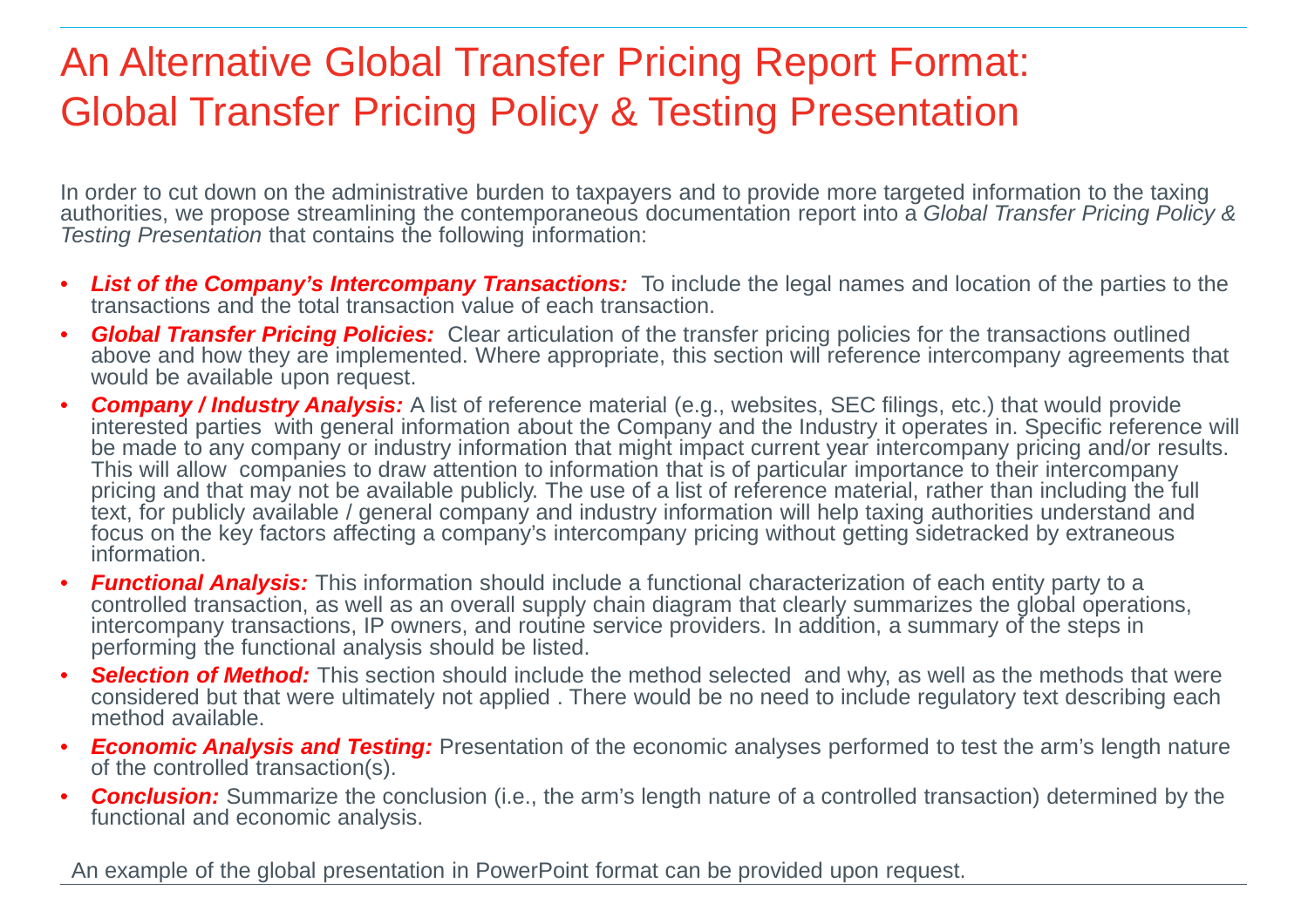# An Alternative Global Transfer Pricing Report Format: Global Transfer Pricing Policy & Testing Presentation

In order to cut down on the administrative burden to taxpayers and to provide more targeted information to the taxing authorities, we propose streamlining the contemporaneous documentation report into a *Global Transfer Pricing Policy & Testing Presentation* that contains the following information:

- ***List of the Company's Intercompany Transactions:*** To include the legal names and location of the parties to the transactions and the total transaction value of each transaction.
- ***Global Transfer Pricing Policies:*** Clear articulation of the transfer pricing policies for the transactions outlined above and how they are implemented. Where appropriate, this section will reference intercompany agreements that would be available upon request.
- ***Company / Industry Analysis:*** A list of reference material (e.g., websites, SEC filings, etc.) that would provide interested parties with general information about the Company and the Industry it operates in. Specific reference will be made to any company or industry information that might impact current year intercompany pricing and/or results. This will allow companies to draw attention to information that is of particular importance to their intercompany pricing and that may not be available publicly. The use of a list of reference material, rather than including the full text, for publicly available / general company and industry information will help taxing authorities understand and focus on the key factors affecting a company's intercompany pricing without getting sidetracked by extraneous information.
- ***Functional Analysis:*** This information should include a functional characterization of each entity party to a controlled transaction, as well as an overall supply chain diagram that clearly summarizes the global operations, intercompany transactions, IP owners, and routine service providers. In addition, a summary of the steps in performing the functional analysis should be listed.
- ***Selection of Method:*** This section should include the method selected and why, as well as the methods that were considered but that were ultimately not applied . There would be no need to include regulatory text describing each method available.
- ***Economic Analysis and Testing:*** Presentation of the economic analyses performed to test the arm's length nature of the controlled transaction(s).
- ***Conclusion:*** Summarize the conclusion (i.e., the arm's length nature of a controlled transaction) determined by the functional and economic analysis.

An example of the global presentation in PowerPoint format can be provided upon request.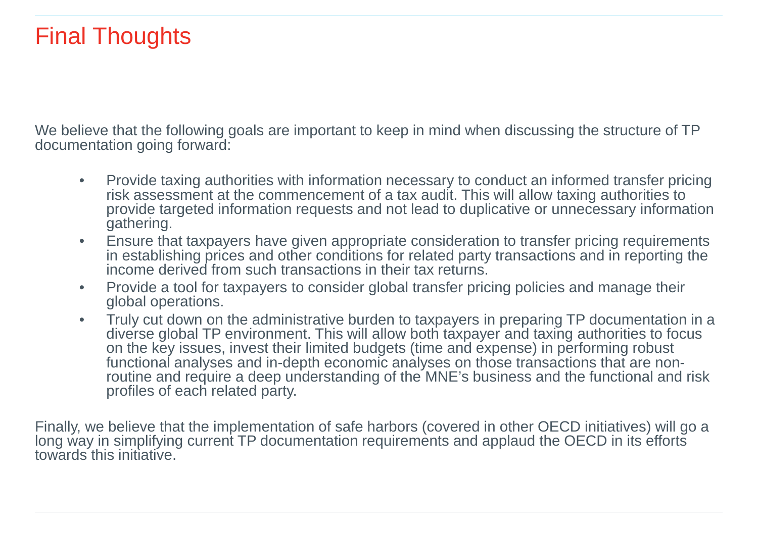# Final Thoughts

We believe that the following goals are important to keep in mind when discussing the structure of TP documentation going forward:

- Provide taxing authorities with information necessary to conduct an informed transfer pricing risk assessment at the commencement of a tax audit. This will allow taxing authorities to provide targeted information requests and not lead to duplicative or unnecessary information gathering.
- Ensure that taxpayers have given appropriate consideration to transfer pricing requirements in establishing prices and other conditions for related party transactions and in reporting the income derived from such transactions in their tax returns.
- Provide a tool for taxpayers to consider global transfer pricing policies and manage their global operations.
- Truly cut down on the administrative burden to taxpayers in preparing TP documentation in a diverse global TP environment. This will allow both taxpayer and taxing authorities to focus on the key issues, invest their limited budgets (time and expense) in performing robust functional analyses and in-depth economic analyses on those transactions that are non-routine and require a deep understanding of the MNE's business and the functional and risk profiles of each related party.

Finally, we believe that the implementation of safe harbors (covered in other OECD initiatives) will go a long way in simplifying current TP documentation requirements and applaud the OECD in its efforts towards this initiative.